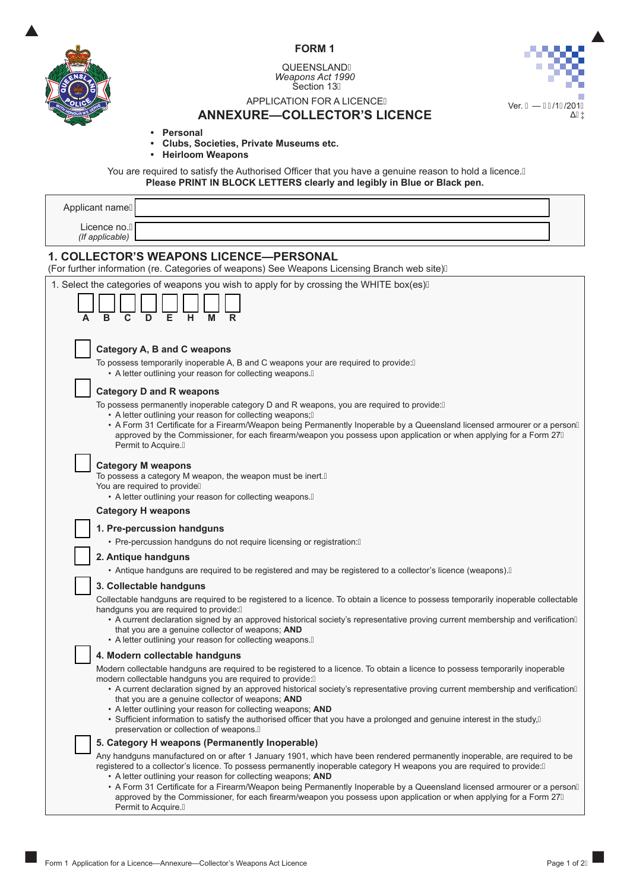**FORM 1**

QUEENSLAND
*Weapons Act 1990*
Section 13

APPLICATION FOR A LICENCE

# ANNEXURE—COLLECTOR'S LICENCE

Ver. — /1 /201

- **Personal**
- **Clubs, Societies, Private Museums etc.**
- **Heirloom Weapons**

You are required to satisfy the Authorised Officer that you have a genuine reason to hold a licence.
**Please PRINT IN BLOCK LETTERS clearly and legibly in Blue or Black pen.**

| | |
|---|---|
| Applicant name | |
| Licence no. *(If applicable)* | |

## 1. COLLECTOR'S WEAPONS LICENCE—PERSONAL

(For further information (re. Categories of weapons) See Weapons Licensing Branch web site)

1. Select the categories of weapons you wish to apply for by crossing the WHITE box(es)

☐ A ☐ B ☐ C ☐ D ☐ E ☐ H ☐ M ☐ R

☐ **Category A, B and C weapons**

To possess temporarily inoperable A, B and C weapons your are required to provide:
- A letter outlining your reason for collecting weapons.

☐ **Category D and R weapons**

To possess permanently inoperable category D and R weapons, you are required to provide:
- A letter outlining your reason for collecting weapons;
- A Form 31 Certificate for a Firearm/Weapon being Permanently Inoperable by a Queensland licensed armourer or a person approved by the Commissioner, for each firearm/weapon you possess upon application or when applying for a Form 27 Permit to Acquire.

☐ **Category M weapons**

To possess a category M weapon, the weapon must be inert.
You are required to provide
- A letter outlining your reason for collecting weapons.

**Category H weapons**

☐ **1. Pre-percussion handguns**
- Pre-percussion handguns do not require licensing or registration:

☐ **2. Antique handguns**
- Antique handguns are required to be registered and may be registered to a collector's licence (weapons).

☐ **3. Collectable handguns**

Collectable handguns are required to be registered to a licence. To obtain a licence to possess temporarily inoperable collectable handguns you are required to provide:
- A current declaration signed by an approved historical society's representative proving current membership and verification that you are a genuine collector of weapons; **AND**
- A letter outlining your reason for collecting weapons.

☐ **4. Modern collectable handguns**

Modern collectable handguns are required to be registered to a licence. To obtain a licence to possess temporarily inoperable modern collectable handguns you are required to provide:
- A current declaration signed by an approved historical society's representative proving current membership and verification that you are a genuine collector of weapons; **AND**
- A letter outlining your reason for collecting weapons; **AND**
- Sufficient information to satisfy the authorised officer that you have a prolonged and genuine interest in the study, preservation or collection of weapons.

☐ **5. Category H weapons (Permanently Inoperable)**

Any handguns manufactured on or after 1 January 1901, which have been rendered permanently inoperable, are required to be registered to a collector's licence. To possess permanently inoperable category H weapons you are required to provide:
- A letter outlining your reason for collecting weapons; **AND**
- A Form 31 Certificate for a Firearm/Weapon being Permanently Inoperable by a Queensland licensed armourer or a person approved by the Commissioner, for each firearm/weapon you possess upon application or when applying for a Form 27 Permit to Acquire.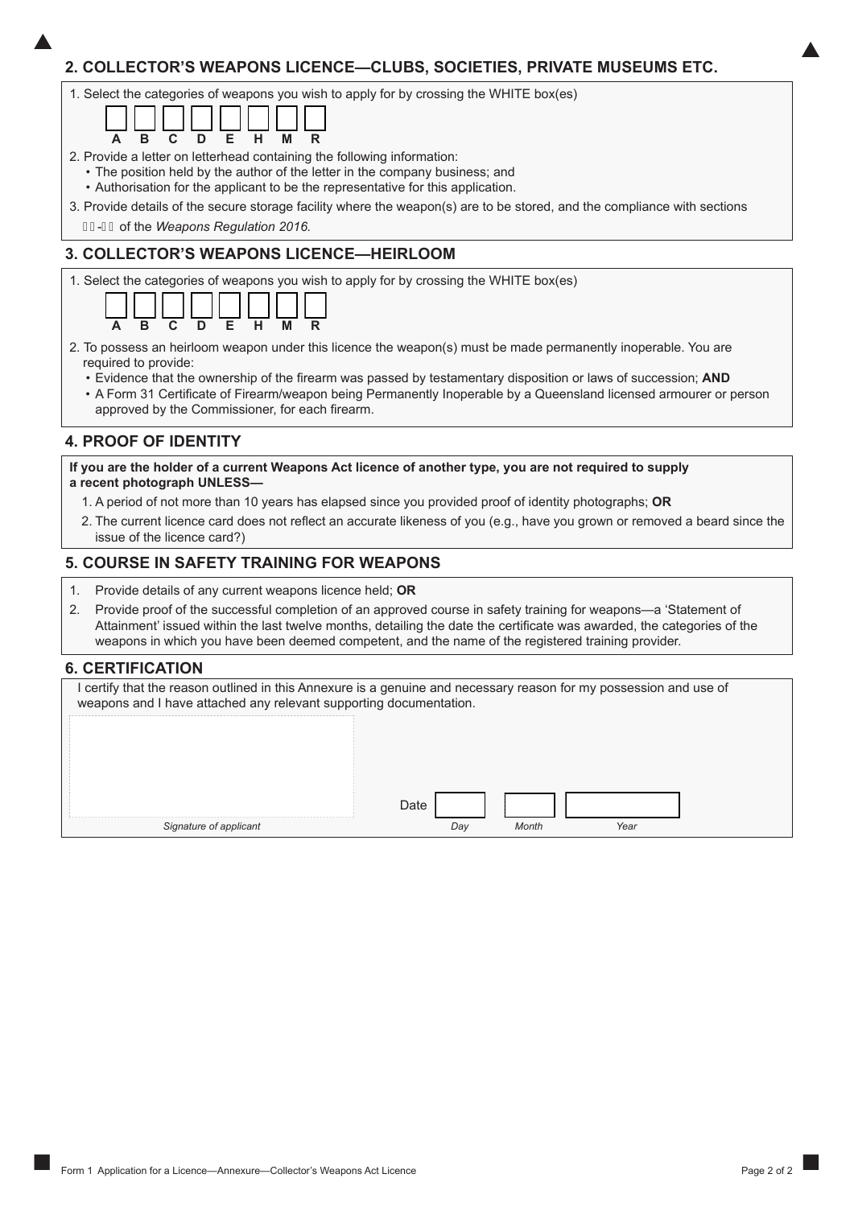## 2. COLLECTOR'S WEAPONS LICENCE—CLUBS, SOCIETIES, PRIVATE MUSEUMS ETC.

1. Select the categories of weapons you wish to apply for by crossing the WHITE box(es)

| A | B | C | D | E | H | M | R |
|---|---|---|---|---|---|---|---|
| ☐ | ☐ | ☐ | ☐ | ☐ | ☐ | ☐ | ☐ |

2. Provide a letter on letterhead containing the following information:
   - The position held by the author of the letter in the company business; and
   - Authorisation for the applicant to be the representative for this application.
3. Provide details of the secure storage facility where the weapon(s) are to be stored, and the compliance with sections ▯▯-▯▯ of the *Weapons Regulation 2016.*

## 3. COLLECTOR'S WEAPONS LICENCE—HEIRLOOM

1. Select the categories of weapons you wish to apply for by crossing the WHITE box(es)

| A | B | C | D | E | H | M | R |
|---|---|---|---|---|---|---|---|
| ☐ | ☐ | ☐ | ☐ | ☐ | ☐ | ☐ | ☐ |

2. To possess an heirloom weapon under this licence the weapon(s) must be made permanently inoperable. You are required to provide:
   - Evidence that the ownership of the firearm was passed by testamentary disposition or laws of succession; **AND**
   - A Form 31 Certificate of Firearm/weapon being Permanently Inoperable by a Queensland licensed armourer or person approved by the Commissioner, for each firearm.

## 4. PROOF OF IDENTITY

**If you are the holder of a current Weapons Act licence of another type, you are not required to supply a recent photograph UNLESS—**

1. A period of not more than 10 years has elapsed since you provided proof of identity photographs; **OR**
2. The current licence card does not reflect an accurate likeness of you (e.g., have you grown or removed a beard since the issue of the licence card?)

## 5. COURSE IN SAFETY TRAINING FOR WEAPONS

1. Provide details of any current weapons licence held; **OR**
2. Provide proof of the successful completion of an approved course in safety training for weapons—a 'Statement of Attainment' issued within the last twelve months, detailing the date the certificate was awarded, the categories of the weapons in which you have been deemed competent, and the name of the registered training provider.

## 6. CERTIFICATION

I certify that the reason outlined in this Annexure is a genuine and necessary reason for my possession and use of weapons and I have attached any relevant supporting documentation.

*Signature of applicant*

Date ☐ *Day* ☐ *Month* ☐ *Year*